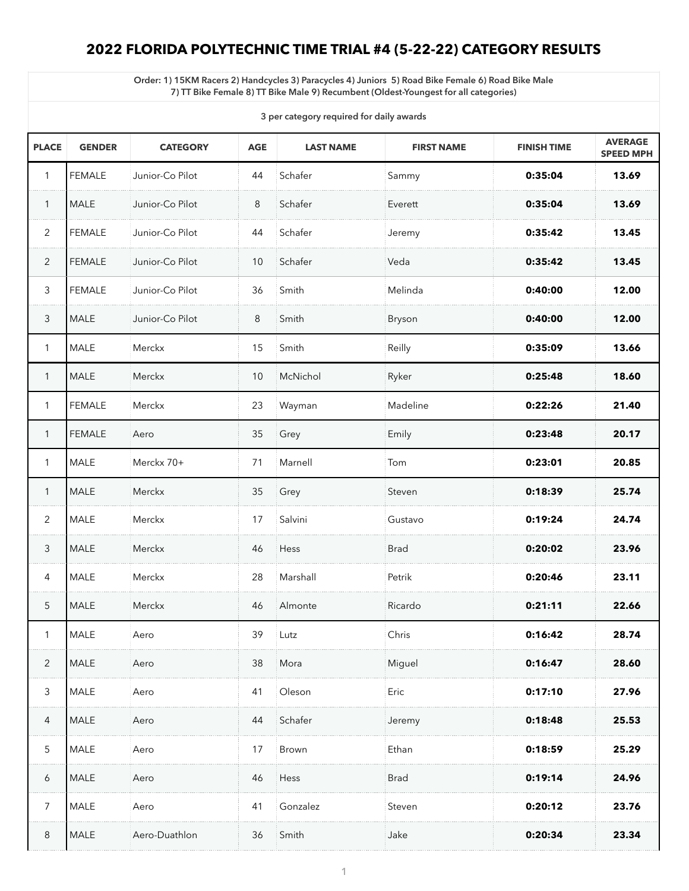# 2022 FLORIDA POLYTECHNIC TIME TRIAL #4 (5-22-22) CATEGORY RESULTS

Order: 1) 15KM Racers 2) Handcycles 3) Paracycles 4) Juniors 5) Road Bike Female 6) Road Bike Male 7) TT Bike Female 8) TT Bike Male 9) Recumbent (Oldest-Youngest for all categories)

3 per category required for daily awards

| PLACE | GENDER | CATEGORY | AGE | LAST NAME | FIRST NAME | FINISH TIME | AVERAGE SPEED MPH |
|---|---|---|---|---|---|---|---|
| 1 | FEMALE | Junior-Co Pilot | 44 | Schafer | Sammy | **0:35:04** | **13.69** |
| 1 | MALE | Junior-Co Pilot | 8 | Schafer | Everett | **0:35:04** | **13.69** |
| 2 | FEMALE | Junior-Co Pilot | 44 | Schafer | Jeremy | **0:35:42** | **13.45** |
| 2 | FEMALE | Junior-Co Pilot | 10 | Schafer | Veda | **0:35:42** | **13.45** |
| 3 | FEMALE | Junior-Co Pilot | 36 | Smith | Melinda | **0:40:00** | **12.00** |
| 3 | MALE | Junior-Co Pilot | 8 | Smith | Bryson | **0:40:00** | **12.00** |
| 1 | MALE | Merckx | 15 | Smith | Reilly | **0:35:09** | **13.66** |
| 1 | MALE | Merckx | 10 | McNichol | Ryker | **0:25:48** | **18.60** |
| 1 | FEMALE | Merckx | 23 | Wayman | Madeline | **0:22:26** | **21.40** |
| 1 | FEMALE | Aero | 35 | Grey | Emily | **0:23:48** | **20.17** |
| 1 | MALE | Merckx 70+ | 71 | Marnell | Tom | **0:23:01** | **20.85** |
| 1 | MALE | Merckx | 35 | Grey | Steven | **0:18:39** | **25.74** |
| 2 | MALE | Merckx | 17 | Salvini | Gustavo | **0:19:24** | **24.74** |
| 3 | MALE | Merckx | 46 | Hess | Brad | **0:20:02** | **23.96** |
| 4 | MALE | Merckx | 28 | Marshall | Petrik | **0:20:46** | **23.11** |
| 5 | MALE | Merckx | 46 | Almonte | Ricardo | **0:21:11** | **22.66** |
| 1 | MALE | Aero | 39 | Lutz | Chris | **0:16:42** | **28.74** |
| 2 | MALE | Aero | 38 | Mora | Miguel | **0:16:47** | **28.60** |
| 3 | MALE | Aero | 41 | Oleson | Eric | **0:17:10** | **27.96** |
| 4 | MALE | Aero | 44 | Schafer | Jeremy | **0:18:48** | **25.53** |
| 5 | MALE | Aero | 17 | Brown | Ethan | **0:18:59** | **25.29** |
| 6 | MALE | Aero | 46 | Hess | Brad | **0:19:14** | **24.96** |
| 7 | MALE | Aero | 41 | Gonzalez | Steven | **0:20:12** | **23.76** |
| 8 | MALE | Aero-Duathlon | 36 | Smith | Jake | **0:20:34** | **23.34** |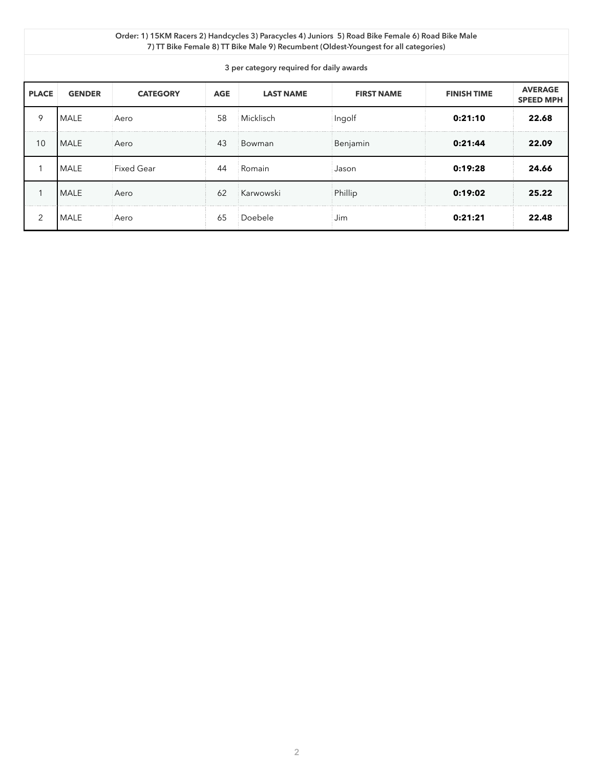Order: 1) 15KM Racers 2) Handcycles 3) Paracycles 4) Juniors 5) Road Bike Female 6) Road Bike Male 7) TT Bike Female 8) TT Bike Male 9) Recumbent (Oldest-Youngest for all categories)

3 per category required for daily awards

| PLACE | GENDER | CATEGORY | AGE | LAST NAME | FIRST NAME | FINISH TIME | AVERAGE SPEED MPH |
|---|---|---|---|---|---|---|---|
| 9 | MALE | Aero | 58 | Micklisch | Ingolf | **0:21:10** | **22.68** |
| 10 | MALE | Aero | 43 | Bowman | Benjamin | **0:21:44** | **22.09** |
| 1 | MALE | Fixed Gear | 44 | Romain | Jason | **0:19:28** | **24.66** |
| 1 | MALE | Aero | 62 | Karwowski | Phillip | **0:19:02** | **25.22** |
| 2 | MALE | Aero | 65 | Doebele | Jim | **0:21:21** | **22.48** |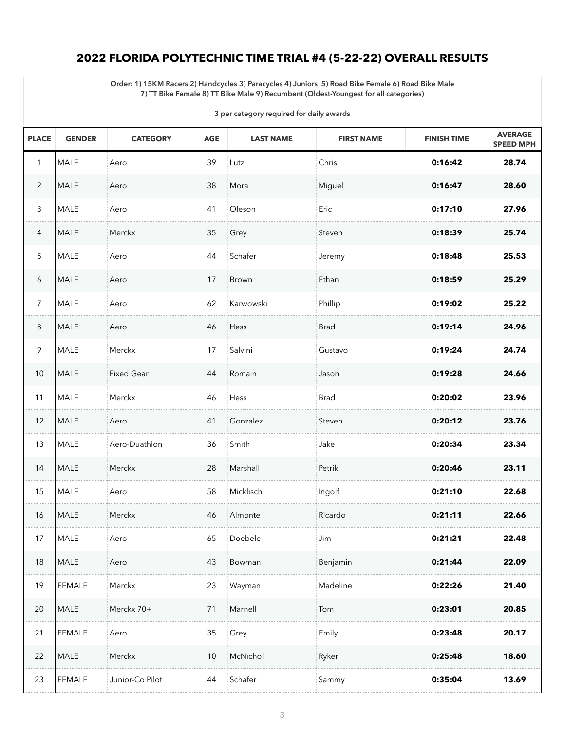## 2022 FLORIDA POLYTECHNIC TIME TRIAL #4 (5-22-22) OVERALL RESULTS

**Order: 1) 15KM Racers 2) Handcycles 3) Paracycles 4) Juniors 5) Road Bike Female 6) Road Bike Male 7) TT Bike Female 8) TT Bike Male 9) Recumbent (Oldest-Youngest for all categories)**

**3 per category required for daily awards**

| PLACE | GENDER | CATEGORY | AGE | LAST NAME | FIRST NAME | FINISH TIME | AVERAGE SPEED MPH |
|---|---|---|---|---|---|---|---|
| 1 | MALE | Aero | 39 | Lutz | Chris | **0:16:42** | **28.74** |
| 2 | MALE | Aero | 38 | Mora | Miguel | **0:16:47** | **28.60** |
| 3 | MALE | Aero | 41 | Oleson | Eric | **0:17:10** | **27.96** |
| 4 | MALE | Merckx | 35 | Grey | Steven | **0:18:39** | **25.74** |
| 5 | MALE | Aero | 44 | Schafer | Jeremy | **0:18:48** | **25.53** |
| 6 | MALE | Aero | 17 | Brown | Ethan | **0:18:59** | **25.29** |
| 7 | MALE | Aero | 62 | Karwowski | Phillip | **0:19:02** | **25.22** |
| 8 | MALE | Aero | 46 | Hess | Brad | **0:19:14** | **24.96** |
| 9 | MALE | Merckx | 17 | Salvini | Gustavo | **0:19:24** | **24.74** |
| 10 | MALE | Fixed Gear | 44 | Romain | Jason | **0:19:28** | **24.66** |
| 11 | MALE | Merckx | 46 | Hess | Brad | **0:20:02** | **23.96** |
| 12 | MALE | Aero | 41 | Gonzalez | Steven | **0:20:12** | **23.76** |
| 13 | MALE | Aero-Duathlon | 36 | Smith | Jake | **0:20:34** | **23.34** |
| 14 | MALE | Merckx | 28 | Marshall | Petrik | **0:20:46** | **23.11** |
| 15 | MALE | Aero | 58 | Micklisch | Ingolf | **0:21:10** | **22.68** |
| 16 | MALE | Merckx | 46 | Almonte | Ricardo | **0:21:11** | **22.66** |
| 17 | MALE | Aero | 65 | Doebele | Jim | **0:21:21** | **22.48** |
| 18 | MALE | Aero | 43 | Bowman | Benjamin | **0:21:44** | **22.09** |
| 19 | FEMALE | Merckx | 23 | Wayman | Madeline | **0:22:26** | **21.40** |
| 20 | MALE | Merckx 70+ | 71 | Marnell | Tom | **0:23:01** | **20.85** |
| 21 | FEMALE | Aero | 35 | Grey | Emily | **0:23:48** | **20.17** |
| 22 | MALE | Merckx | 10 | McNichol | Ryker | **0:25:48** | **18.60** |
| 23 | FEMALE | Junior-Co Pilot | 44 | Schafer | Sammy | **0:35:04** | **13.69** |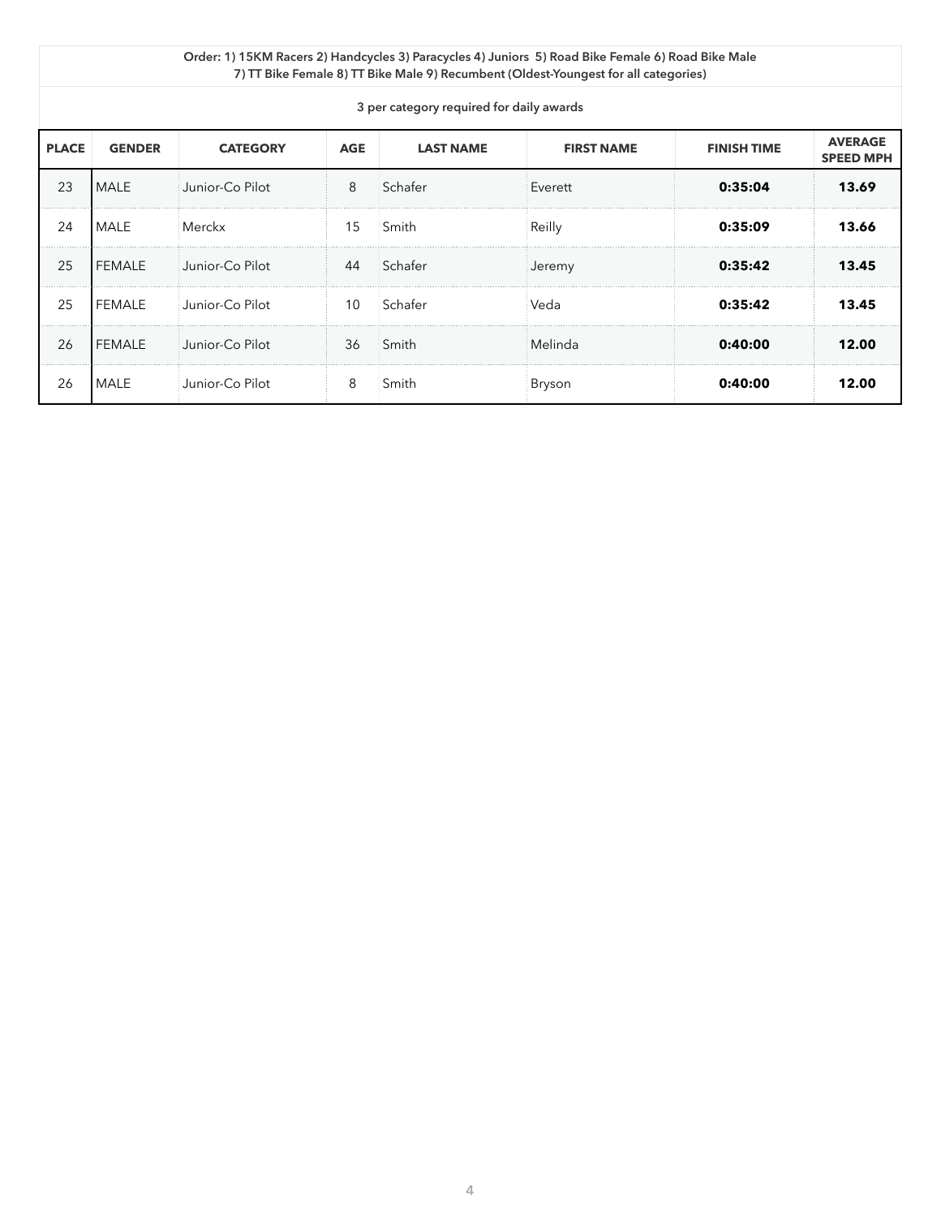Order: 1) 15KM Racers 2) Handcycles 3) Paracycles 4) Juniors 5) Road Bike Female 6) Road Bike Male 7) TT Bike Female 8) TT Bike Male 9) Recumbent (Oldest-Youngest for all categories)

3 per category required for daily awards

| PLACE | GENDER | CATEGORY | AGE | LAST NAME | FIRST NAME | FINISH TIME | AVERAGE SPEED MPH |
|---|---|---|---|---|---|---|---|
| 23 | MALE | Junior-Co Pilot | 8 | Schafer | Everett | **0:35:04** | **13.69** |
| 24 | MALE | Merckx | 15 | Smith | Reilly | **0:35:09** | **13.66** |
| 25 | FEMALE | Junior-Co Pilot | 44 | Schafer | Jeremy | **0:35:42** | **13.45** |
| 25 | FEMALE | Junior-Co Pilot | 10 | Schafer | Veda | **0:35:42** | **13.45** |
| 26 | FEMALE | Junior-Co Pilot | 36 | Smith | Melinda | **0:40:00** | **12.00** |
| 26 | MALE | Junior-Co Pilot | 8 | Smith | Bryson | **0:40:00** | **12.00** |